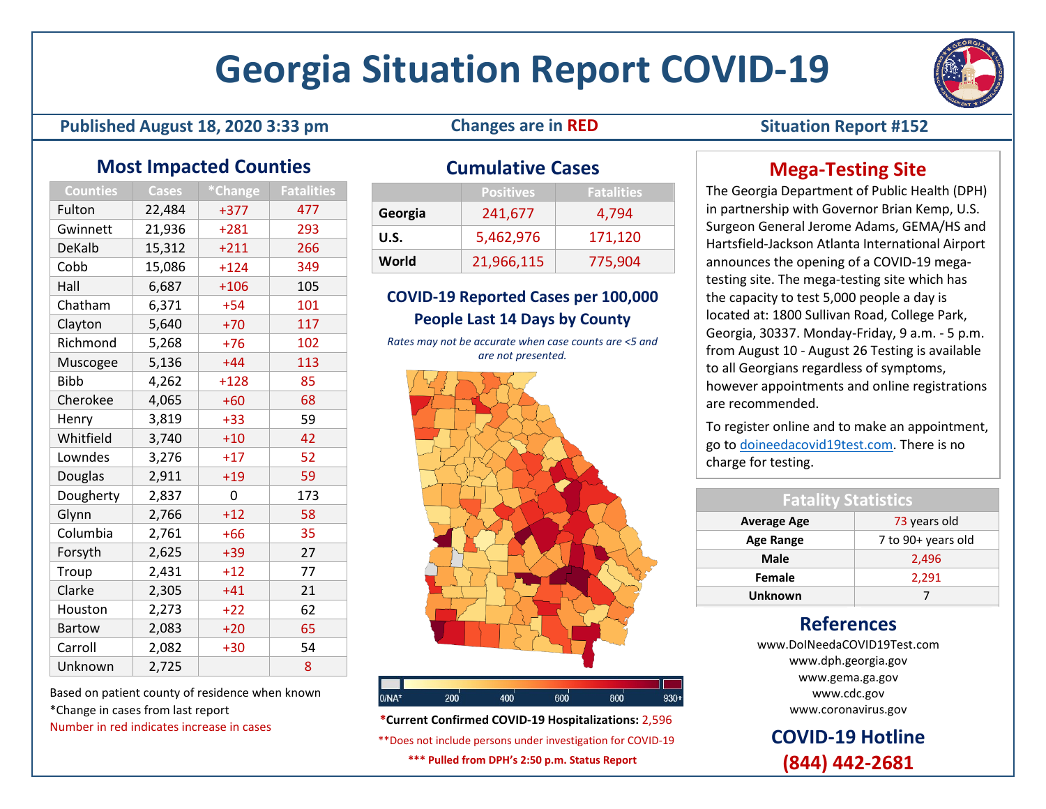# Georgia Situation Report COVID-19

**Published August 18, 2020 3:33 pm** | **Changes are in RED** | **Situation Report #152**

## Most Impacted Counties

| Counties | Cases | *Change | Fatalities |
|---|---|---|---|
| Fulton | 22,484 | +377 | 477 |
| Gwinnett | 21,936 | +281 | 293 |
| DeKalb | 15,312 | +211 | 266 |
| Cobb | 15,086 | +124 | 349 |
| Hall | 6,687 | +106 | 105 |
| Chatham | 6,371 | +54 | 101 |
| Clayton | 5,640 | +70 | 117 |
| Richmond | 5,268 | +76 | 102 |
| Muscogee | 5,136 | +44 | 113 |
| Bibb | 4,262 | +128 | 85 |
| Cherokee | 4,065 | +60 | 68 |
| Henry | 3,819 | +33 | 59 |
| Whitfield | 3,740 | +10 | 42 |
| Lowndes | 3,276 | +17 | 52 |
| Douglas | 2,911 | +19 | 59 |
| Dougherty | 2,837 | 0 | 173 |
| Glynn | 2,766 | +12 | 58 |
| Columbia | 2,761 | +66 | 35 |
| Forsyth | 2,625 | +39 | 27 |
| Troup | 2,431 | +12 | 77 |
| Clarke | 2,305 | +41 | 21 |
| Houston | 2,273 | +22 | 62 |
| Bartow | 2,083 | +20 | 65 |
| Carroll | 2,082 | +30 | 54 |
| Unknown | 2,725 | | 8 |

Based on patient county of residence when known

*Change in cases from last report

Number in red indicates increase in cases

## Cumulative Cases

| | Positives | Fatalities |
|---|---|---|
| Georgia | 241,677 | 4,794 |
| U.S. | 5,462,976 | 171,120 |
| World | 21,966,115 | 775,904 |

### COVID-19 Reported Cases per 100,000 People Last 14 Days by County

*Rates may not be accurate when case counts are <5 and are not presented.*

0/NA* 200 400 600 800 930+

***Current Confirmed COVID-19 Hospitalizations:** 2,596

**Does not include persons under investigation for COVID-19

***** Pulled from DPH's 2:50 p.m. Status Report**

## Mega-Testing Site

The Georgia Department of Public Health (DPH) in partnership with Governor Brian Kemp, U.S. Surgeon General Jerome Adams, GEMA/HS and Hartsfield-Jackson Atlanta International Airport announces the opening of a COVID-19 mega-testing site. The mega-testing site which has the capacity to test 5,000 people a day is located at: 1800 Sullivan Road, College Park, Georgia, 30337. Monday-Friday, 9 a.m. - 5 p.m. from August 10 - August 26 Testing is available to all Georgians regardless of symptoms, however appointments and online registrations are recommended.

To register online and to make an appointment, go to doineedacovid19test.com. There is no charge for testing.

| Fatality Statistics | |
|---|---|
| Average Age | 73 years old |
| Age Range | 7 to 90+ years old |
| Male | 2,496 |
| Female | 2,291 |
| Unknown | 7 |

## References

www.DoINeedaCOVID19Test.com
www.dph.georgia.gov
www.gema.ga.gov
www.cdc.gov
www.coronavirus.gov

## COVID-19 Hotline
## (844) 442-2681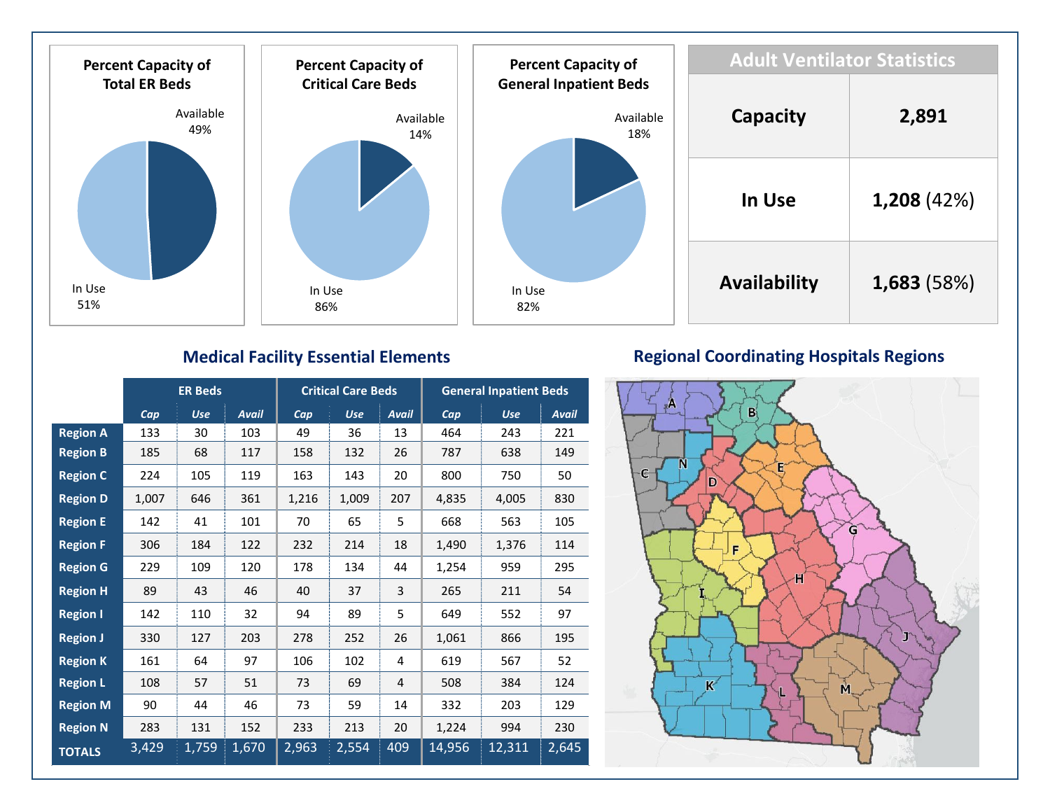**Percent Capacity of Total ER Beds**

Available 49%

In Use 51%

**Percent Capacity of Critical Care Beds**

Available 14%

In Use 86%

**Percent Capacity of General Inpatient Beds**

Available 18%

In Use 82%

| Adult Ventilator Statistics | |
|---|---|
| **Capacity** | **2,891** |
| **In Use** | **1,208** (42%) |
| **Availability** | **1,683** (58%) |

## Medical Facility Essential Elements

| | ER Beds | | | Critical Care Beds | | | General Inpatient Beds | | |
|---|---|---|---|---|---|---|---|---|---|
| | *Cap* | *Use* | *Avail* | *Cap* | *Use* | *Avail* | *Cap* | *Use* | *Avail* |
| **Region A** | 133 | 30 | 103 | 49 | 36 | 13 | 464 | 243 | 221 |
| **Region B** | 185 | 68 | 117 | 158 | 132 | 26 | 787 | 638 | 149 |
| **Region C** | 224 | 105 | 119 | 163 | 143 | 20 | 800 | 750 | 50 |
| **Region D** | 1,007 | 646 | 361 | 1,216 | 1,009 | 207 | 4,835 | 4,005 | 830 |
| **Region E** | 142 | 41 | 101 | 70 | 65 | 5 | 668 | 563 | 105 |
| **Region F** | 306 | 184 | 122 | 232 | 214 | 18 | 1,490 | 1,376 | 114 |
| **Region G** | 229 | 109 | 120 | 178 | 134 | 44 | 1,254 | 959 | 295 |
| **Region H** | 89 | 43 | 46 | 40 | 37 | 3 | 265 | 211 | 54 |
| **Region I** | 142 | 110 | 32 | 94 | 89 | 5 | 649 | 552 | 97 |
| **Region J** | 330 | 127 | 203 | 278 | 252 | 26 | 1,061 | 866 | 195 |
| **Region K** | 161 | 64 | 97 | 106 | 102 | 4 | 619 | 567 | 52 |
| **Region L** | 108 | 57 | 51 | 73 | 69 | 4 | 508 | 384 | 124 |
| **Region M** | 90 | 44 | 46 | 73 | 59 | 14 | 332 | 203 | 129 |
| **Region N** | 283 | 131 | 152 | 233 | 213 | 20 | 1,224 | 994 | 230 |
| **TOTALS** | 3,429 | 1,759 | 1,670 | 2,963 | 2,554 | 409 | 14,956 | 12,311 | 2,645 |

## Regional Coordinating Hospitals Regions

A B C D E F G H I J K L M N